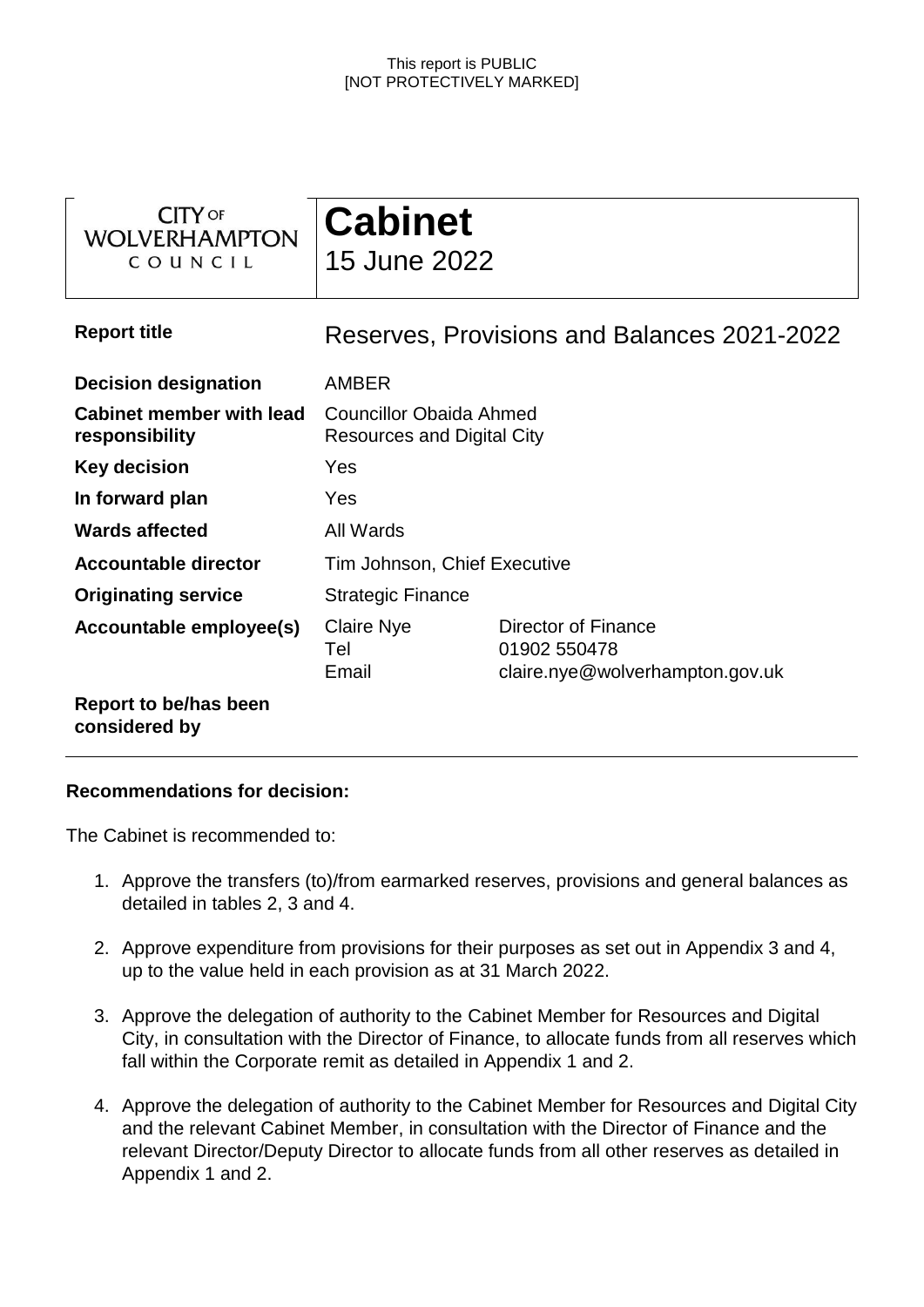This report is PUBLIC
[NOT PROTECTIVELY MARKED]

| CITY OF WOLVERHAMPTON COUNCIL | **Cabinet**<br>15 June 2022 |
|---|---|

| | | |
|---|---|---|
| **Report title** | Reserves, Provisions and Balances 2021-2022 | |
| **Decision designation** | AMBER | |
| **Cabinet member with lead responsibility** | Councillor Obaida Ahmed<br>Resources and Digital City | |
| **Key decision** | Yes | |
| **In forward plan** | Yes | |
| **Wards affected** | All Wards | |
| **Accountable director** | Tim Johnson, Chief Executive | |
| **Originating service** | Strategic Finance | |
| **Accountable employee(s)** | Claire Nye<br>Tel<br>Email | Director of Finance<br>01902 550478<br>claire.nye@wolverhampton.gov.uk |
| **Report to be/has been considered by** | | |

**Recommendations for decision:**

The Cabinet is recommended to:

1. Approve the transfers (to)/from earmarked reserves, provisions and general balances as detailed in tables 2, 3 and 4.
2. Approve expenditure from provisions for their purposes as set out in Appendix 3 and 4, up to the value held in each provision as at 31 March 2022.
3. Approve the delegation of authority to the Cabinet Member for Resources and Digital City, in consultation with the Director of Finance, to allocate funds from all reserves which fall within the Corporate remit as detailed in Appendix 1 and 2.
4. Approve the delegation of authority to the Cabinet Member for Resources and Digital City and the relevant Cabinet Member, in consultation with the Director of Finance and the relevant Director/Deputy Director to allocate funds from all other reserves as detailed in Appendix 1 and 2.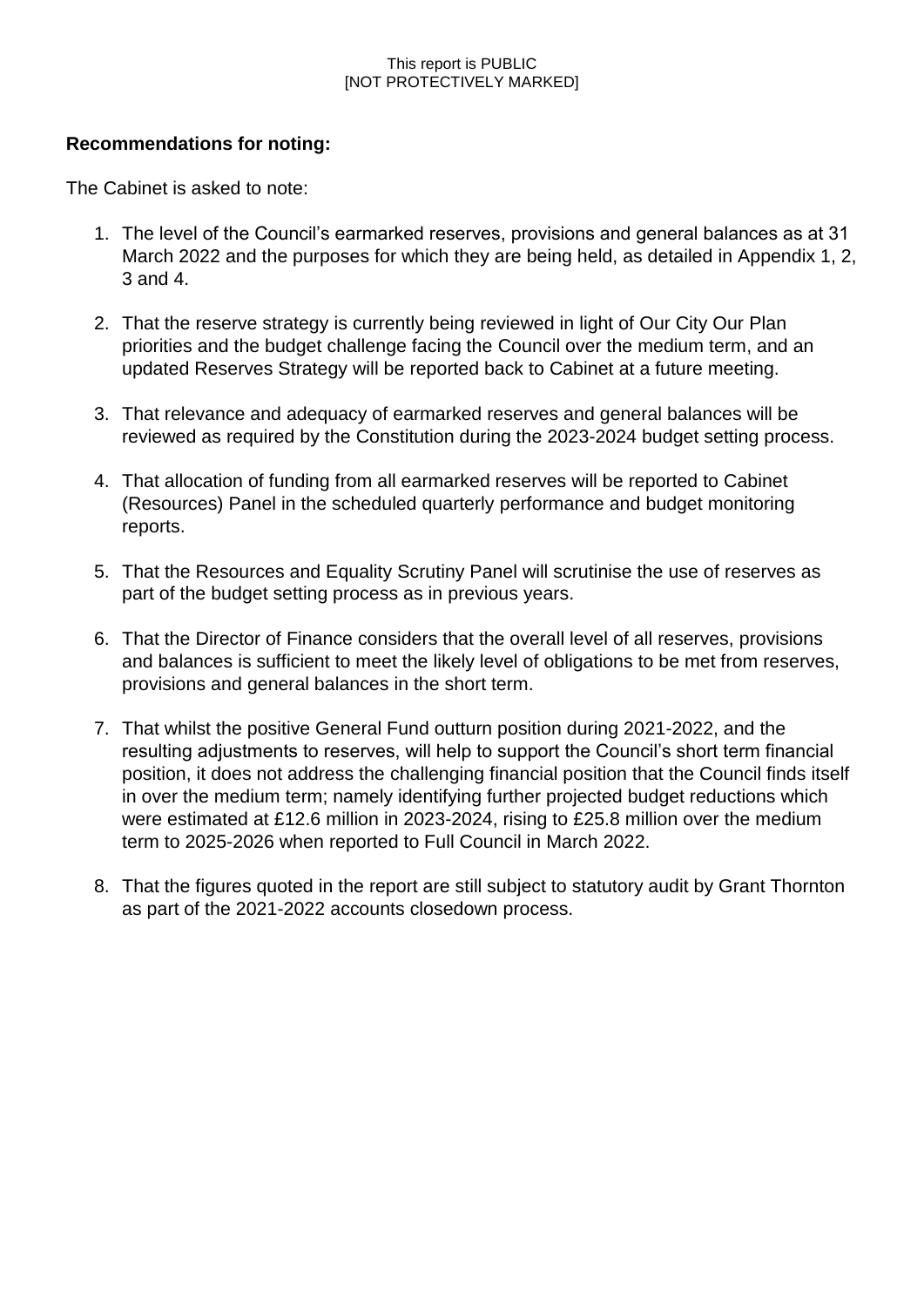**Recommendations for noting:**

The Cabinet is asked to note:

1. The level of the Council's earmarked reserves, provisions and general balances as at 31 March 2022 and the purposes for which they are being held, as detailed in Appendix 1, 2, 3 and 4.

2. That the reserve strategy is currently being reviewed in light of Our City Our Plan priorities and the budget challenge facing the Council over the medium term, and an updated Reserves Strategy will be reported back to Cabinet at a future meeting.

3. That relevance and adequacy of earmarked reserves and general balances will be reviewed as required by the Constitution during the 2023-2024 budget setting process.

4. That allocation of funding from all earmarked reserves will be reported to Cabinet (Resources) Panel in the scheduled quarterly performance and budget monitoring reports.

5. That the Resources and Equality Scrutiny Panel will scrutinise the use of reserves as part of the budget setting process as in previous years.

6. That the Director of Finance considers that the overall level of all reserves, provisions and balances is sufficient to meet the likely level of obligations to be met from reserves, provisions and general balances in the short term.

7. That whilst the positive General Fund outturn position during 2021-2022, and the resulting adjustments to reserves, will help to support the Council's short term financial position, it does not address the challenging financial position that the Council finds itself in over the medium term; namely identifying further projected budget reductions which were estimated at £12.6 million in 2023-2024, rising to £25.8 million over the medium term to 2025-2026 when reported to Full Council in March 2022.

8. That the figures quoted in the report are still subject to statutory audit by Grant Thornton as part of the 2021-2022 accounts closedown process.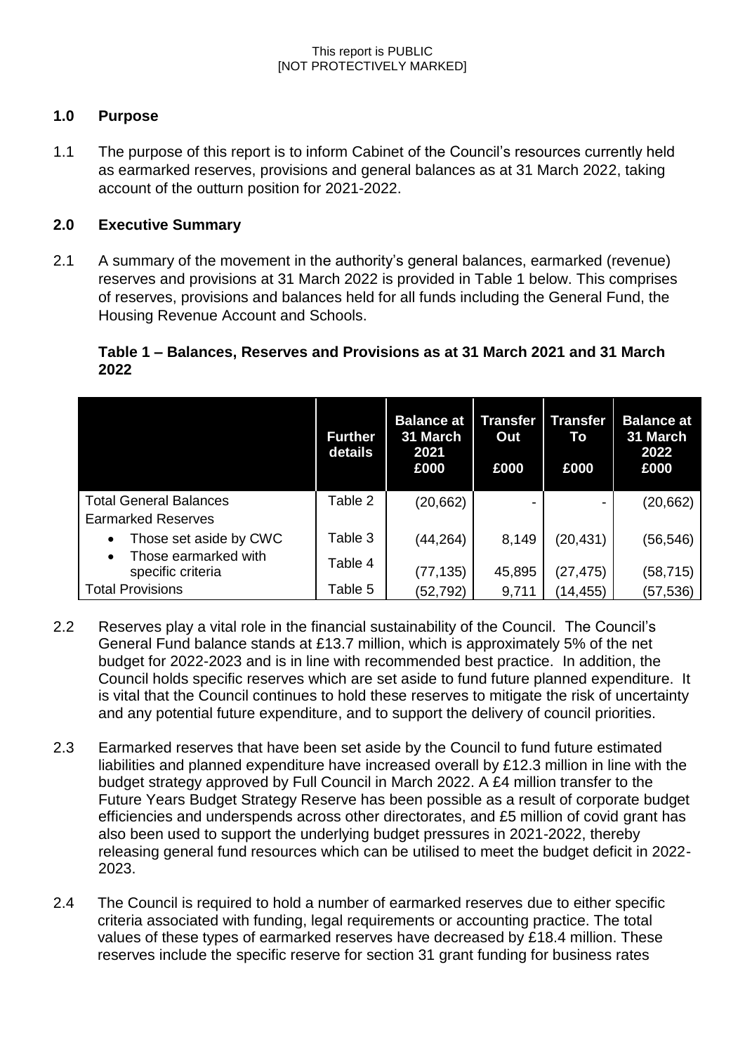## 1.0 Purpose

1.1 The purpose of this report is to inform Cabinet of the Council's resources currently held as earmarked reserves, provisions and general balances as at 31 March 2022, taking account of the outturn position for 2021-2022.

## 2.0 Executive Summary

2.1 A summary of the movement in the authority's general balances, earmarked (revenue) reserves and provisions at 31 March 2022 is provided in Table 1 below. This comprises of reserves, provisions and balances held for all funds including the General Fund, the Housing Revenue Account and Schools.

**Table 1 – Balances, Reserves and Provisions as at 31 March 2021 and 31 March 2022**

| | Further details | Balance at 31 March 2021 £000 | Transfer Out £000 | Transfer To £000 | Balance at 31 March 2022 £000 |
|---|---|---|---|---|---|
| Total General Balances | Table 2 | (20,662) | - | - | (20,662) |
| Earmarked Reserves | | | | | |
| • Those set aside by CWC | Table 3 | (44,264) | 8,149 | (20,431) | (56,546) |
| • Those earmarked with specific criteria | Table 4 | (77,135) | 45,895 | (27,475) | (58,715) |
| Total Provisions | Table 5 | (52,792) | 9,711 | (14,455) | (57,536) |

2.2 Reserves play a vital role in the financial sustainability of the Council. The Council's General Fund balance stands at £13.7 million, which is approximately 5% of the net budget for 2022-2023 and is in line with recommended best practice. In addition, the Council holds specific reserves which are set aside to fund future planned expenditure. It is vital that the Council continues to hold these reserves to mitigate the risk of uncertainty and any potential future expenditure, and to support the delivery of council priorities.

2.3 Earmarked reserves that have been set aside by the Council to fund future estimated liabilities and planned expenditure have increased overall by £12.3 million in line with the budget strategy approved by Full Council in March 2022. A £4 million transfer to the Future Years Budget Strategy Reserve has been possible as a result of corporate budget efficiencies and underspends across other directorates, and £5 million of covid grant has also been used to support the underlying budget pressures in 2021-2022, thereby releasing general fund resources which can be utilised to meet the budget deficit in 2022-2023.

2.4 The Council is required to hold a number of earmarked reserves due to either specific criteria associated with funding, legal requirements or accounting practice. The total values of these types of earmarked reserves have decreased by £18.4 million. These reserves include the specific reserve for section 31 grant funding for business rates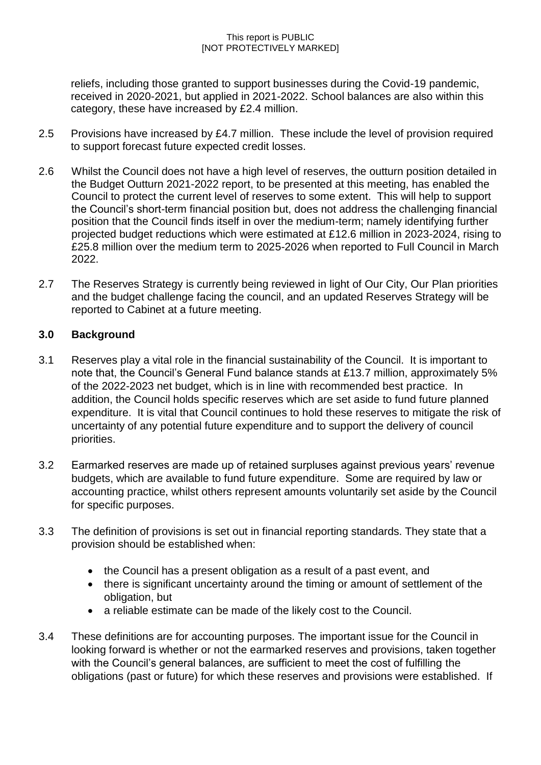reliefs, including those granted to support businesses during the Covid-19 pandemic, received in 2020-2021, but applied in 2021-2022. School balances are also within this category, these have increased by £2.4 million.

2.5 Provisions have increased by £4.7 million. These include the level of provision required to support forecast future expected credit losses.

2.6 Whilst the Council does not have a high level of reserves, the outturn position detailed in the Budget Outturn 2021-2022 report, to be presented at this meeting, has enabled the Council to protect the current level of reserves to some extent. This will help to support the Council's short-term financial position but, does not address the challenging financial position that the Council finds itself in over the medium-term; namely identifying further projected budget reductions which were estimated at £12.6 million in 2023-2024, rising to £25.8 million over the medium term to 2025-2026 when reported to Full Council in March 2022.

2.7 The Reserves Strategy is currently being reviewed in light of Our City, Our Plan priorities and the budget challenge facing the council, and an updated Reserves Strategy will be reported to Cabinet at a future meeting.

## 3.0 Background

3.1 Reserves play a vital role in the financial sustainability of the Council. It is important to note that, the Council's General Fund balance stands at £13.7 million, approximately 5% of the 2022-2023 net budget, which is in line with recommended best practice. In addition, the Council holds specific reserves which are set aside to fund future planned expenditure. It is vital that Council continues to hold these reserves to mitigate the risk of uncertainty of any potential future expenditure and to support the delivery of council priorities.

3.2 Earmarked reserves are made up of retained surpluses against previous years' revenue budgets, which are available to fund future expenditure. Some are required by law or accounting practice, whilst others represent amounts voluntarily set aside by the Council for specific purposes.

3.3 The definition of provisions is set out in financial reporting standards. They state that a provision should be established when:

- the Council has a present obligation as a result of a past event, and
- there is significant uncertainty around the timing or amount of settlement of the obligation, but
- a reliable estimate can be made of the likely cost to the Council.

3.4 These definitions are for accounting purposes. The important issue for the Council in looking forward is whether or not the earmarked reserves and provisions, taken together with the Council's general balances, are sufficient to meet the cost of fulfilling the obligations (past or future) for which these reserves and provisions were established. If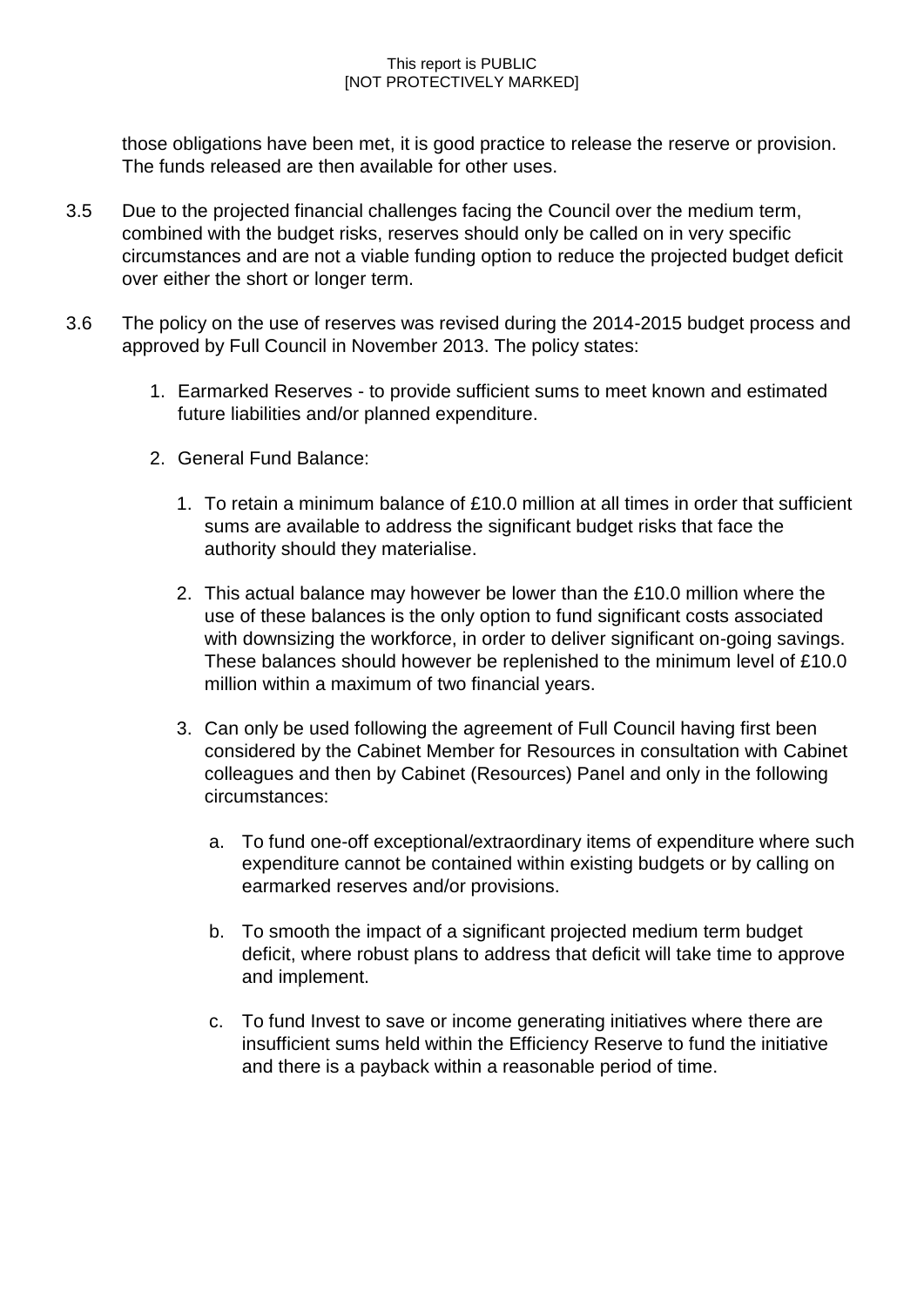those obligations have been met, it is good practice to release the reserve or provision. The funds released are then available for other uses.

3.5 Due to the projected financial challenges facing the Council over the medium term, combined with the budget risks, reserves should only be called on in very specific circumstances and are not a viable funding option to reduce the projected budget deficit over either the short or longer term.

3.6 The policy on the use of reserves was revised during the 2014-2015 budget process and approved by Full Council in November 2013. The policy states:

1. Earmarked Reserves - to provide sufficient sums to meet known and estimated future liabilities and/or planned expenditure.

2. General Fund Balance:

    1. To retain a minimum balance of £10.0 million at all times in order that sufficient sums are available to address the significant budget risks that face the authority should they materialise.

    2. This actual balance may however be lower than the £10.0 million where the use of these balances is the only option to fund significant costs associated with downsizing the workforce, in order to deliver significant on-going savings. These balances should however be replenished to the minimum level of £10.0 million within a maximum of two financial years.

    3. Can only be used following the agreement of Full Council having first been considered by the Cabinet Member for Resources in consultation with Cabinet colleagues and then by Cabinet (Resources) Panel and only in the following circumstances:

        a. To fund one-off exceptional/extraordinary items of expenditure where such expenditure cannot be contained within existing budgets or by calling on earmarked reserves and/or provisions.

        b. To smooth the impact of a significant projected medium term budget deficit, where robust plans to address that deficit will take time to approve and implement.

        c. To fund Invest to save or income generating initiatives where there are insufficient sums held within the Efficiency Reserve to fund the initiative and there is a payback within a reasonable period of time.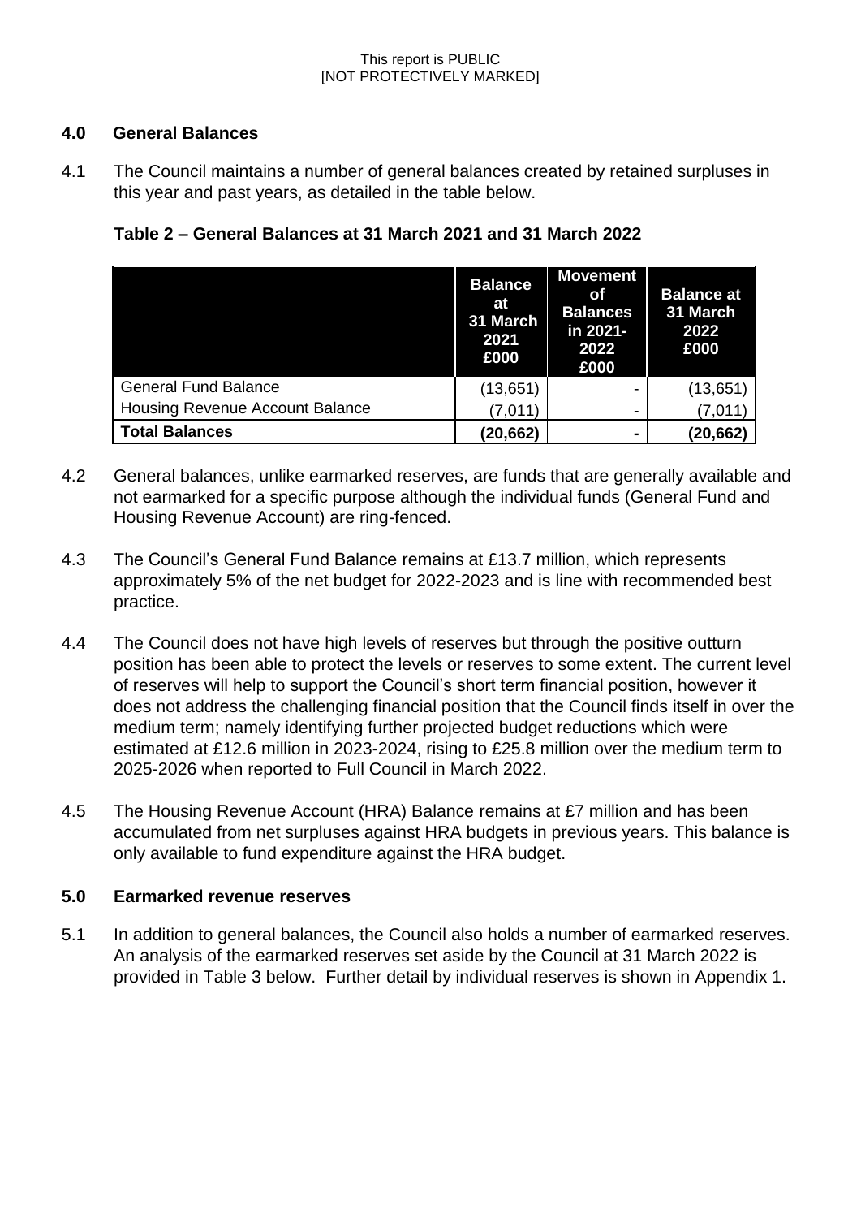## 4.0 General Balances

4.1 The Council maintains a number of general balances created by retained surpluses in this year and past years, as detailed in the table below.

**Table 2 – General Balances at 31 March 2021 and 31 March 2022**

| | Balance at 31 March 2021 £000 | Movement of Balances in 2021-2022 £000 | Balance at 31 March 2022 £000 |
|---|---|---|---|
| General Fund Balance | (13,651) | - | (13,651) |
| Housing Revenue Account Balance | (7,011) | - | (7,011) |
| **Total Balances** | **(20,662)** | **-** | **(20,662)** |

4.2 General balances, unlike earmarked reserves, are funds that are generally available and not earmarked for a specific purpose although the individual funds (General Fund and Housing Revenue Account) are ring-fenced.

4.3 The Council's General Fund Balance remains at £13.7 million, which represents approximately 5% of the net budget for 2022-2023 and is line with recommended best practice.

4.4 The Council does not have high levels of reserves but through the positive outturn position has been able to protect the levels or reserves to some extent. The current level of reserves will help to support the Council's short term financial position, however it does not address the challenging financial position that the Council finds itself in over the medium term; namely identifying further projected budget reductions which were estimated at £12.6 million in 2023-2024, rising to £25.8 million over the medium term to 2025-2026 when reported to Full Council in March 2022.

4.5 The Housing Revenue Account (HRA) Balance remains at £7 million and has been accumulated from net surpluses against HRA budgets in previous years. This balance is only available to fund expenditure against the HRA budget.

## 5.0 Earmarked revenue reserves

5.1 In addition to general balances, the Council also holds a number of earmarked reserves. An analysis of the earmarked reserves set aside by the Council at 31 March 2022 is provided in Table 3 below. Further detail by individual reserves is shown in Appendix 1.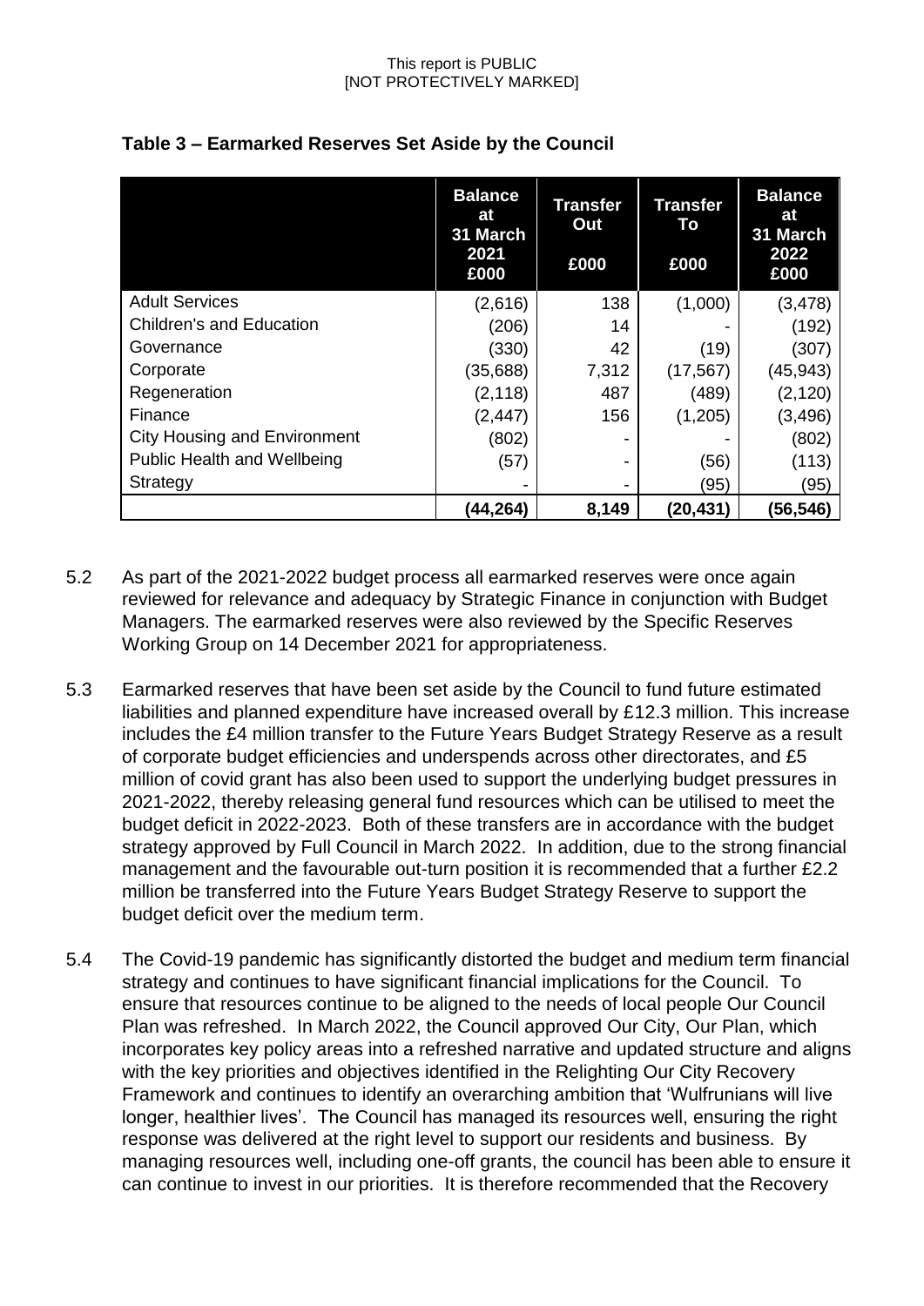**Table 3 – Earmarked Reserves Set Aside by the Council**

| | Balance at 31 March 2021 £000 | Transfer Out £000 | Transfer To £000 | Balance at 31 March 2022 £000 |
|---|---|---|---|---|
| Adult Services | (2,616) | 138 | (1,000) | (3,478) |
| Children's and Education | (206) | 14 | - | (192) |
| Governance | (330) | 42 | (19) | (307) |
| Corporate | (35,688) | 7,312 | (17,567) | (45,943) |
| Regeneration | (2,118) | 487 | (489) | (2,120) |
| Finance | (2,447) | 156 | (1,205) | (3,496) |
| City Housing and Environment | (802) | - | - | (802) |
| Public Health and Wellbeing | (57) | - | (56) | (113) |
| Strategy | - | - | (95) | (95) |
| | **(44,264)** | **8,149** | **(20,431)** | **(56,546)** |

5.2 As part of the 2021-2022 budget process all earmarked reserves were once again reviewed for relevance and adequacy by Strategic Finance in conjunction with Budget Managers. The earmarked reserves were also reviewed by the Specific Reserves Working Group on 14 December 2021 for appropriateness.

5.3 Earmarked reserves that have been set aside by the Council to fund future estimated liabilities and planned expenditure have increased overall by £12.3 million. This increase includes the £4 million transfer to the Future Years Budget Strategy Reserve as a result of corporate budget efficiencies and underspends across other directorates, and £5 million of covid grant has also been used to support the underlying budget pressures in 2021-2022, thereby releasing general fund resources which can be utilised to meet the budget deficit in 2022-2023. Both of these transfers are in accordance with the budget strategy approved by Full Council in March 2022. In addition, due to the strong financial management and the favourable out-turn position it is recommended that a further £2.2 million be transferred into the Future Years Budget Strategy Reserve to support the budget deficit over the medium term.

5.4 The Covid-19 pandemic has significantly distorted the budget and medium term financial strategy and continues to have significant financial implications for the Council. To ensure that resources continue to be aligned to the needs of local people Our Council Plan was refreshed. In March 2022, the Council approved Our City, Our Plan, which incorporates key policy areas into a refreshed narrative and updated structure and aligns with the key priorities and objectives identified in the Relighting Our City Recovery Framework and continues to identify an overarching ambition that 'Wulfrunians will live longer, healthier lives'. The Council has managed its resources well, ensuring the right response was delivered at the right level to support our residents and business. By managing resources well, including one-off grants, the council has been able to ensure it can continue to invest in our priorities. It is therefore recommended that the Recovery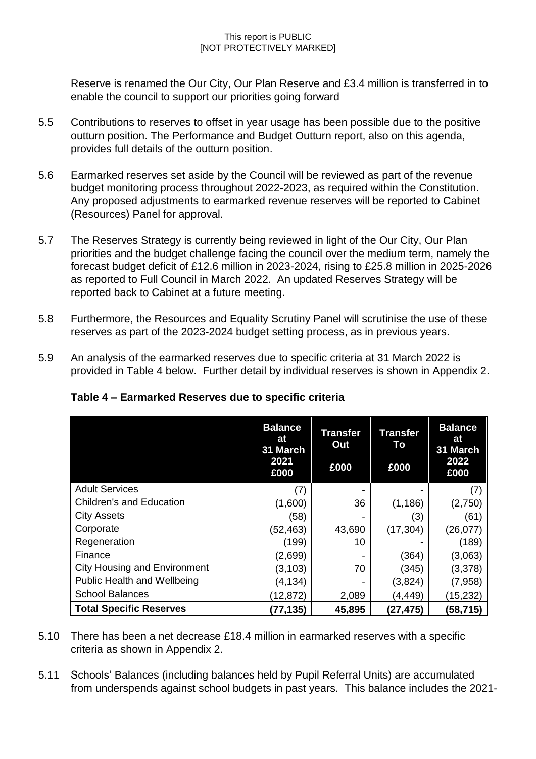Reserve is renamed the Our City, Our Plan Reserve and £3.4 million is transferred in to enable the council to support our priorities going forward

5.5 Contributions to reserves to offset in year usage has been possible due to the positive outturn position. The Performance and Budget Outturn report, also on this agenda, provides full details of the outturn position.

5.6 Earmarked reserves set aside by the Council will be reviewed as part of the revenue budget monitoring process throughout 2022-2023, as required within the Constitution. Any proposed adjustments to earmarked revenue reserves will be reported to Cabinet (Resources) Panel for approval.

5.7 The Reserves Strategy is currently being reviewed in light of the Our City, Our Plan priorities and the budget challenge facing the council over the medium term, namely the forecast budget deficit of £12.6 million in 2023-2024, rising to £25.8 million in 2025-2026 as reported to Full Council in March 2022. An updated Reserves Strategy will be reported back to Cabinet at a future meeting.

5.8 Furthermore, the Resources and Equality Scrutiny Panel will scrutinise the use of these reserves as part of the 2023-2024 budget setting process, as in previous years.

5.9 An analysis of the earmarked reserves due to specific criteria at 31 March 2022 is provided in Table 4 below. Further detail by individual reserves is shown in Appendix 2.

**Table 4 – Earmarked Reserves due to specific criteria**

| | Balance at 31 March 2021 £000 | Transfer Out £000 | Transfer To £000 | Balance at 31 March 2022 £000 |
|---|---|---|---|---|
| Adult Services | (7) | - | - | (7) |
| Children's and Education | (1,600) | 36 | (1,186) | (2,750) |
| City Assets | (58) | - | (3) | (61) |
| Corporate | (52,463) | 43,690 | (17,304) | (26,077) |
| Regeneration | (199) | 10 | - | (189) |
| Finance | (2,699) | - | (364) | (3,063) |
| City Housing and Environment | (3,103) | 70 | (345) | (3,378) |
| Public Health and Wellbeing | (4,134) | - | (3,824) | (7,958) |
| School Balances | (12,872) | 2,089 | (4,449) | (15,232) |
| **Total Specific Reserves** | **(77,135)** | **45,895** | **(27,475)** | **(58,715)** |

5.10 There has been a net decrease £18.4 million in earmarked reserves with a specific criteria as shown in Appendix 2.

5.11 Schools' Balances (including balances held by Pupil Referral Units) are accumulated from underspends against school budgets in past years. This balance includes the 2021-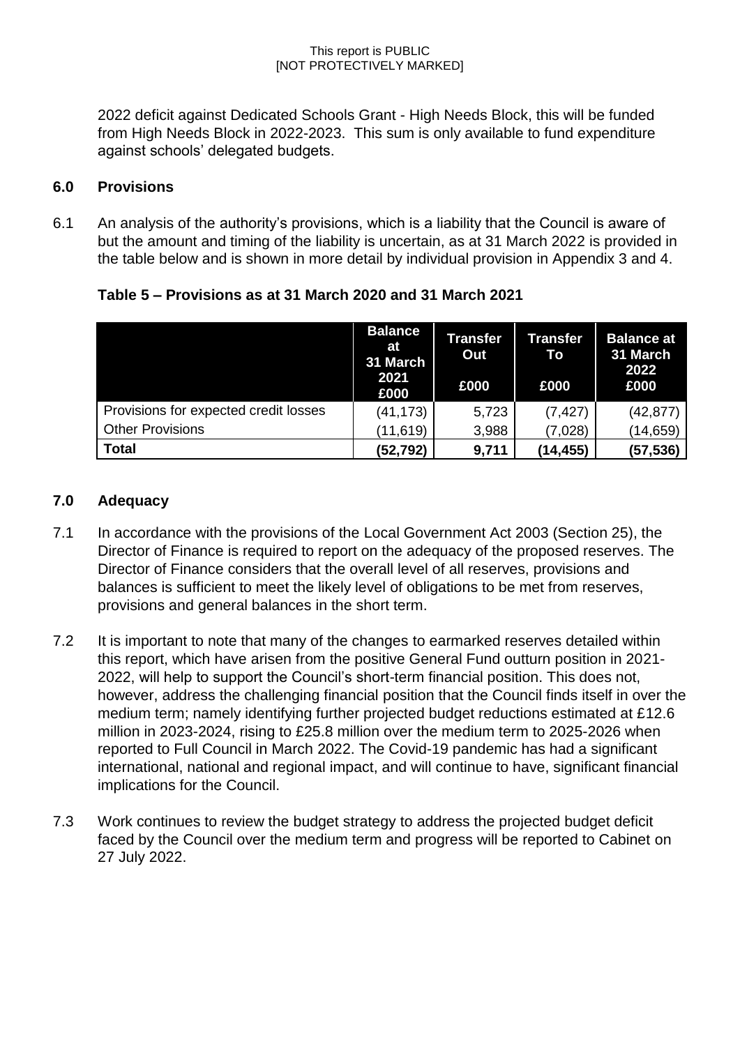2022 deficit against Dedicated Schools Grant - High Needs Block, this will be funded from High Needs Block in 2022-2023. This sum is only available to fund expenditure against schools' delegated budgets.

## 6.0 Provisions

6.1 An analysis of the authority's provisions, which is a liability that the Council is aware of but the amount and timing of the liability is uncertain, as at 31 March 2022 is provided in the table below and is shown in more detail by individual provision in Appendix 3 and 4.

**Table 5 – Provisions as at 31 March 2020 and 31 March 2021**

| | Balance at 31 March 2021 £000 | Transfer Out £000 | Transfer To £000 | Balance at 31 March 2022 £000 |
|---|---|---|---|---|
| Provisions for expected credit losses | (41,173) | 5,723 | (7,427) | (42,877) |
| Other Provisions | (11,619) | 3,988 | (7,028) | (14,659) |
| **Total** | **(52,792)** | **9,711** | **(14,455)** | **(57,536)** |

## 7.0 Adequacy

7.1 In accordance with the provisions of the Local Government Act 2003 (Section 25), the Director of Finance is required to report on the adequacy of the proposed reserves. The Director of Finance considers that the overall level of all reserves, provisions and balances is sufficient to meet the likely level of obligations to be met from reserves, provisions and general balances in the short term.

7.2 It is important to note that many of the changes to earmarked reserves detailed within this report, which have arisen from the positive General Fund outturn position in 2021-2022, will help to support the Council's short-term financial position. This does not, however, address the challenging financial position that the Council finds itself in over the medium term; namely identifying further projected budget reductions estimated at £12.6 million in 2023-2024, rising to £25.8 million over the medium term to 2025-2026 when reported to Full Council in March 2022. The Covid-19 pandemic has had a significant international, national and regional impact, and will continue to have, significant financial implications for the Council.

7.3 Work continues to review the budget strategy to address the projected budget deficit faced by the Council over the medium term and progress will be reported to Cabinet on 27 July 2022.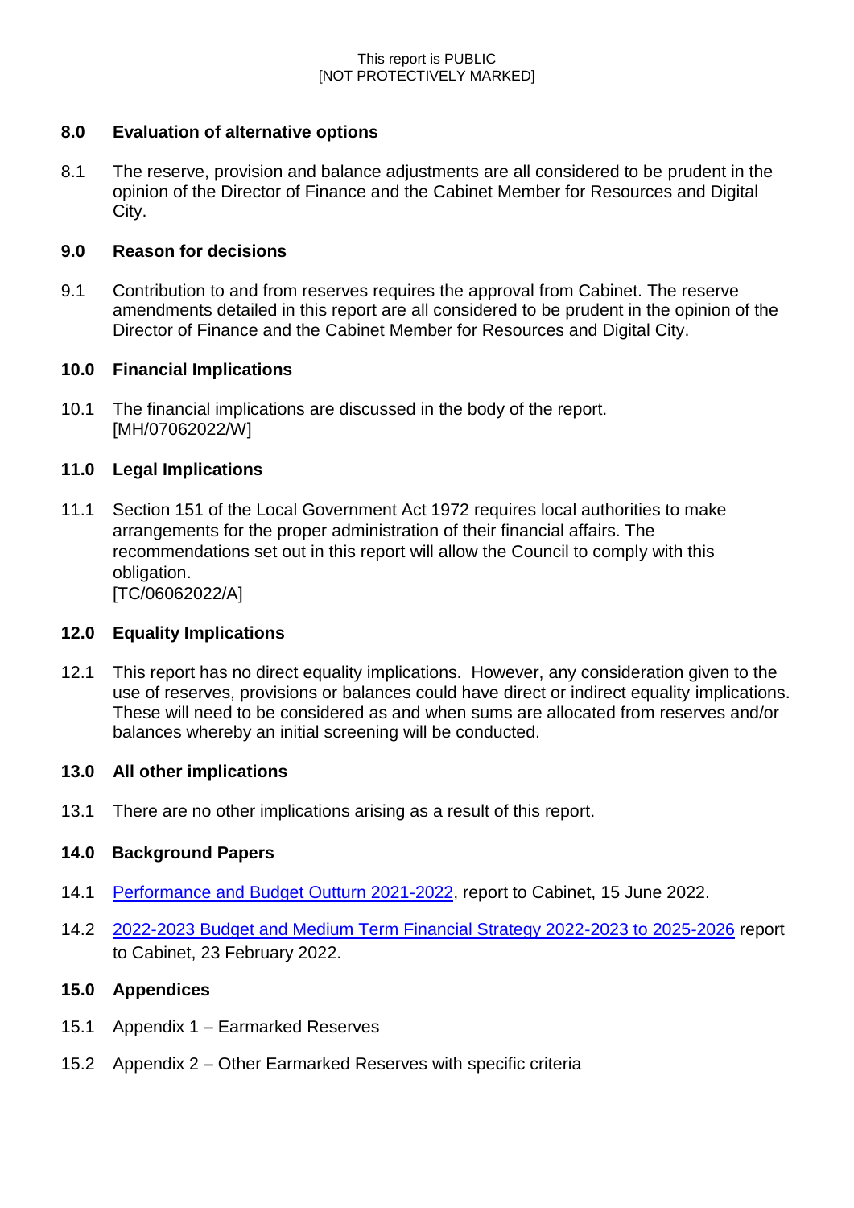## 8.0 Evaluation of alternative options

8.1 The reserve, provision and balance adjustments are all considered to be prudent in the opinion of the Director of Finance and the Cabinet Member for Resources and Digital City.

## 9.0 Reason for decisions

9.1 Contribution to and from reserves requires the approval from Cabinet. The reserve amendments detailed in this report are all considered to be prudent in the opinion of the Director of Finance and the Cabinet Member for Resources and Digital City.

## 10.0 Financial Implications

10.1 The financial implications are discussed in the body of the report.
[MH/07062022/W]

## 11.0 Legal Implications

11.1 Section 151 of the Local Government Act 1972 requires local authorities to make arrangements for the proper administration of their financial affairs. The recommendations set out in this report will allow the Council to comply with this obligation.
[TC/06062022/A]

## 12.0 Equality Implications

12.1 This report has no direct equality implications. However, any consideration given to the use of reserves, provisions or balances could have direct or indirect equality implications. These will need to be considered as and when sums are allocated from reserves and/or balances whereby an initial screening will be conducted.

## 13.0 All other implications

13.1 There are no other implications arising as a result of this report.

## 14.0 Background Papers

14.1 Performance and Budget Outturn 2021-2022, report to Cabinet, 15 June 2022.

14.2 2022-2023 Budget and Medium Term Financial Strategy 2022-2023 to 2025-2026 report to Cabinet, 23 February 2022.

## 15.0 Appendices

15.1 Appendix 1 – Earmarked Reserves

15.2 Appendix 2 – Other Earmarked Reserves with specific criteria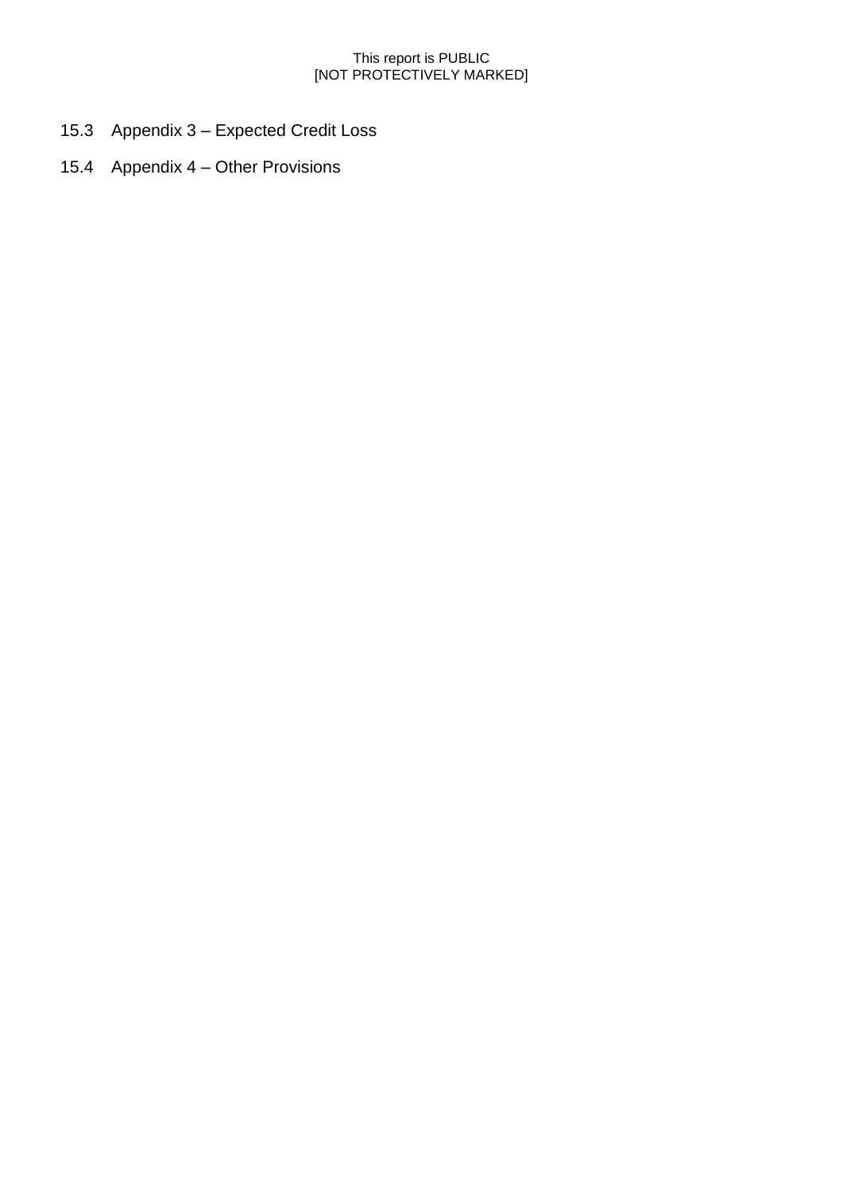15.3 Appendix 3 – Expected Credit Loss

15.4 Appendix 4 – Other Provisions